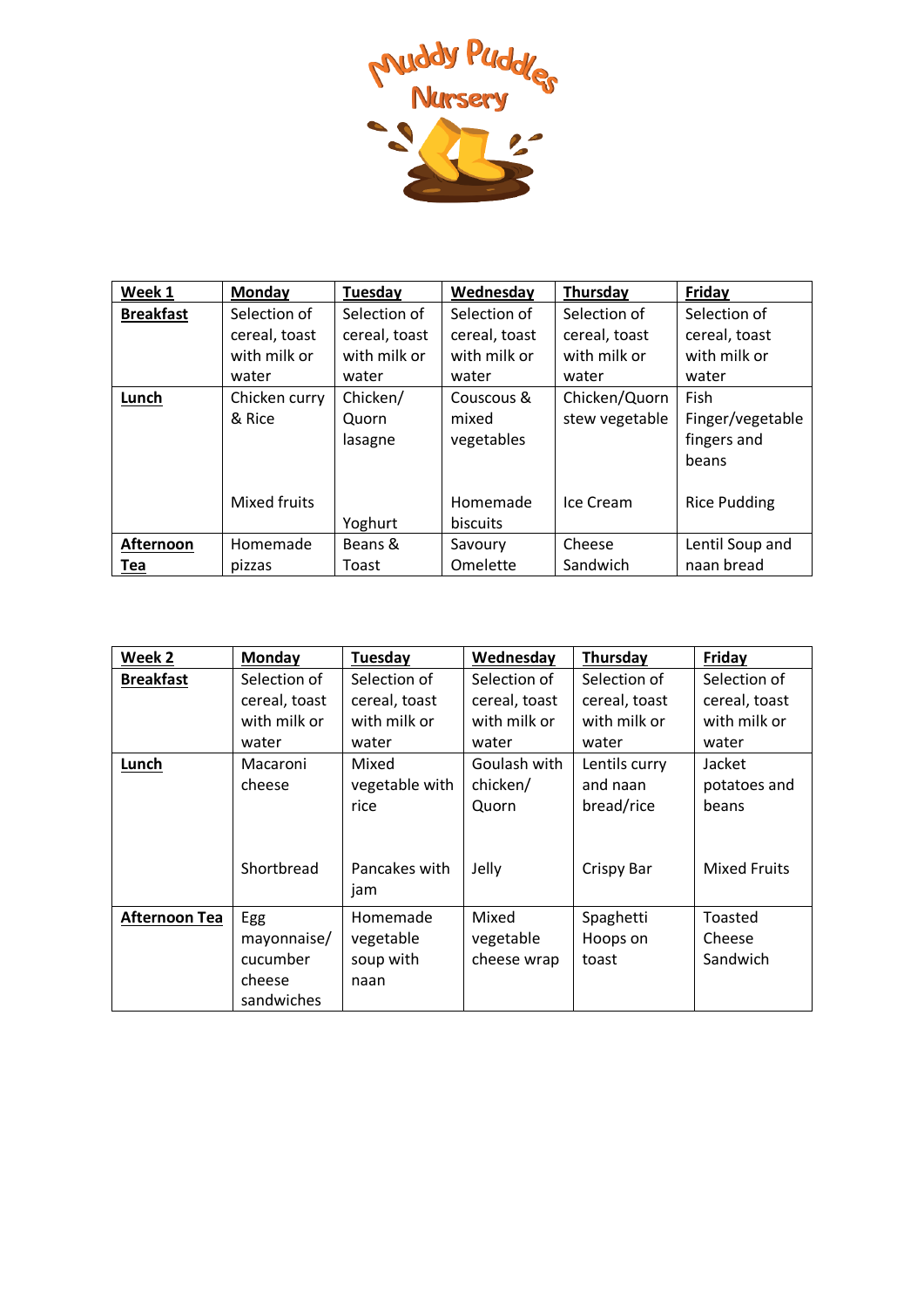# Muddy Puddles Nursery

| **Week 1** | **Monday** | **Tuesday** | **Wednesday** | **Thursday** | **Friday** |
| --- | --- | --- | --- | --- | --- |
| **Breakfast** | Selection of cereal, toast with milk or water | Selection of cereal, toast with milk or water | Selection of cereal, toast with milk or water | Selection of cereal, toast with milk or water | Selection of cereal, toast with milk or water |
| **Lunch** | Chicken curry & Rice<br><br>Mixed fruits | Chicken/ Quorn lasagne<br><br>Yoghurt | Couscous & mixed vegetables<br><br>Homemade biscuits | Chicken/Quorn stew vegetable<br><br>Ice Cream | Fish Finger/vegetable fingers and beans<br><br>Rice Pudding |
| **Afternoon Tea** | Homemade pizzas | Beans & Toast | Savoury Omelette | Cheese Sandwich | Lentil Soup and naan bread |

| **Week 2** | **Monday** | **Tuesday** | **Wednesday** | **Thursday** | **Friday** |
| --- | --- | --- | --- | --- | --- |
| **Breakfast** | Selection of cereal, toast with milk or water | Selection of cereal, toast with milk or water | Selection of cereal, toast with milk or water | Selection of cereal, toast with milk or water | Selection of cereal, toast with milk or water |
| **Lunch** | Macaroni cheese<br><br>Shortbread | Mixed vegetable with rice<br><br>Pancakes with jam | Goulash with chicken/ Quorn<br><br>Jelly | Lentils curry and naan bread/rice<br><br>Crispy Bar | Jacket potatoes and beans<br><br>Mixed Fruits |
| **Afternoon Tea** | Egg mayonnaise/ cucumber cheese sandwiches | Homemade vegetable soup with naan | Mixed vegetable cheese wrap | Spaghetti Hoops on toast | Toasted Cheese Sandwich |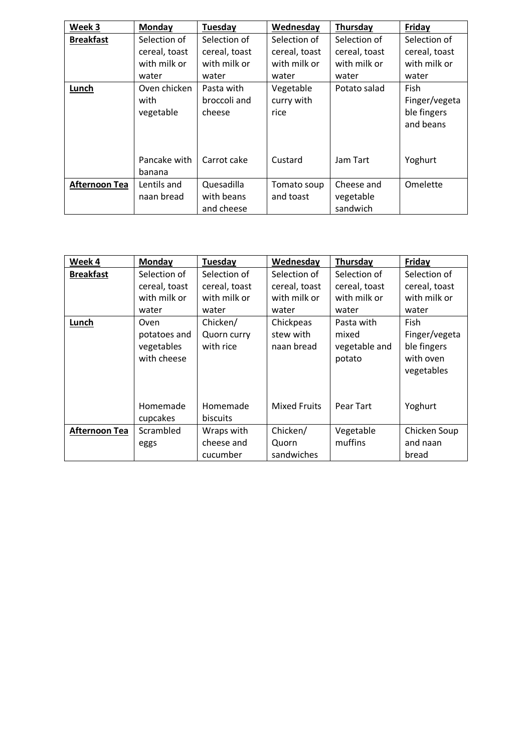| **Week 3** | **Monday** | **Tuesday** | **Wednesday** | **Thursday** | **Friday** |
| --- | --- | --- | --- | --- | --- |
| **Breakfast** | Selection of cereal, toast with milk or water | Selection of cereal, toast with milk or water | Selection of cereal, toast with milk or water | Selection of cereal, toast with milk or water | Selection of cereal, toast with milk or water |
| **Lunch** | Oven chicken with vegetable<br><br>Pancake with banana | Pasta with broccoli and cheese<br><br>Carrot cake | Vegetable curry with rice<br><br>Custard | Potato salad<br><br>Jam Tart | Fish Finger/vegetable fingers and beans<br><br>Yoghurt |
| **Afternoon Tea** | Lentils and naan bread | Quesadilla with beans and cheese | Tomato soup and toast | Cheese and vegetable sandwich | Omelette |

| **Week 4** | **Monday** | **Tuesday** | **Wednesday** | **Thursday** | **Friday** |
| --- | --- | --- | --- | --- | --- |
| **Breakfast** | Selection of cereal, toast with milk or water | Selection of cereal, toast with milk or water | Selection of cereal, toast with milk or water | Selection of cereal, toast with milk or water | Selection of cereal, toast with milk or water |
| **Lunch** | Oven potatoes and vegetables with cheese<br><br>Homemade cupcakes | Chicken/ Quorn curry with rice<br><br>Homemade biscuits | Chickpeas stew with naan bread<br><br>Mixed Fruits | Pasta with mixed vegetable and potato<br><br>Pear Tart | Fish Finger/vegetable fingers with oven vegetables<br><br>Yoghurt |
| **Afternoon Tea** | Scrambled eggs | Wraps with cheese and cucumber | Chicken/ Quorn sandwiches | Vegetable muffins | Chicken Soup and naan bread |